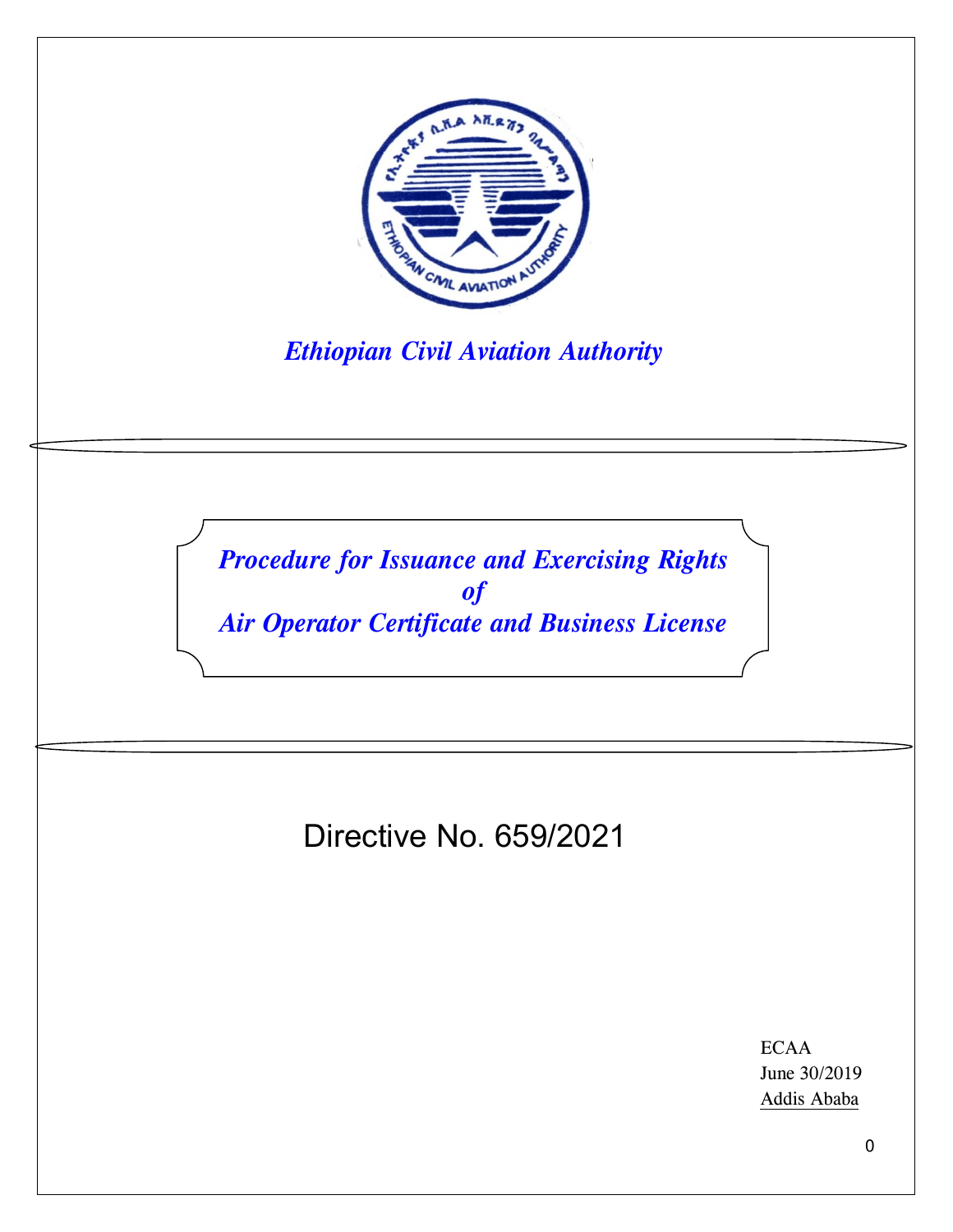*Ethiopian Civil Aviation Authority*

# *Procedure for Issuance and Exercising Rights of Air Operator Certificate and Business License*

## Directive No. 659/2021

ECAA
June 30/2019
Addis Ababa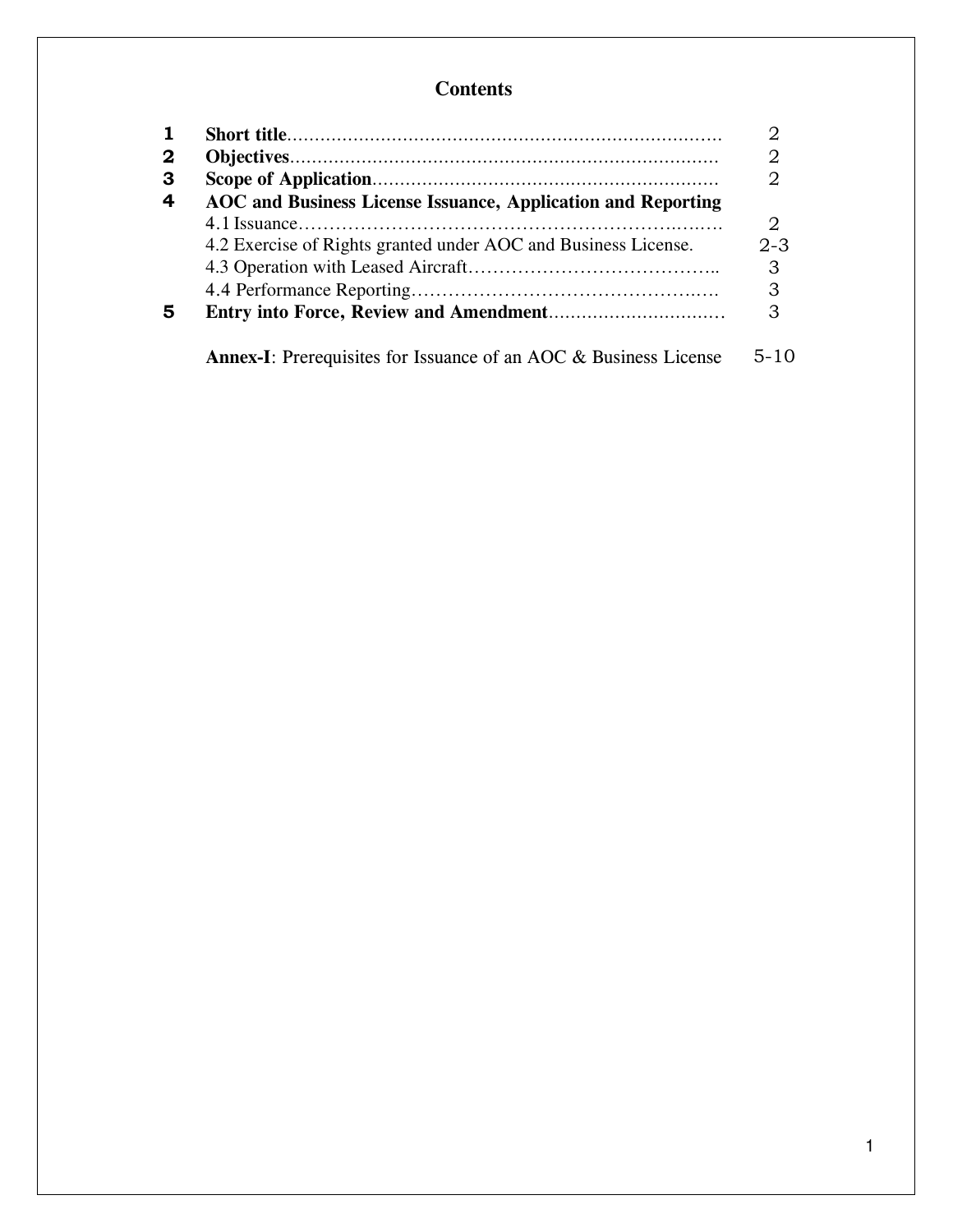# Contents

| | | |
|---|---|---|
| **1** | **Short title** | 2 |
| **2** | **Objectives** | 2 |
| **3** | **Scope of Application** | 2 |
| **4** | **AOC and Business License Issuance, Application and Reporting** | |
| | 4.1 Issuance | 2 |
| | 4.2 Exercise of Rights granted under AOC and Business License. | 2-3 |
| | 4.3 Operation with Leased Aircraft | 3 |
| | 4.4 Performance Reporting | 3 |
| **5** | **Entry into Force, Review and Amendment** | 3 |
| | **Annex-I**: Prerequisites for Issuance of an AOC & Business License | 5-10 |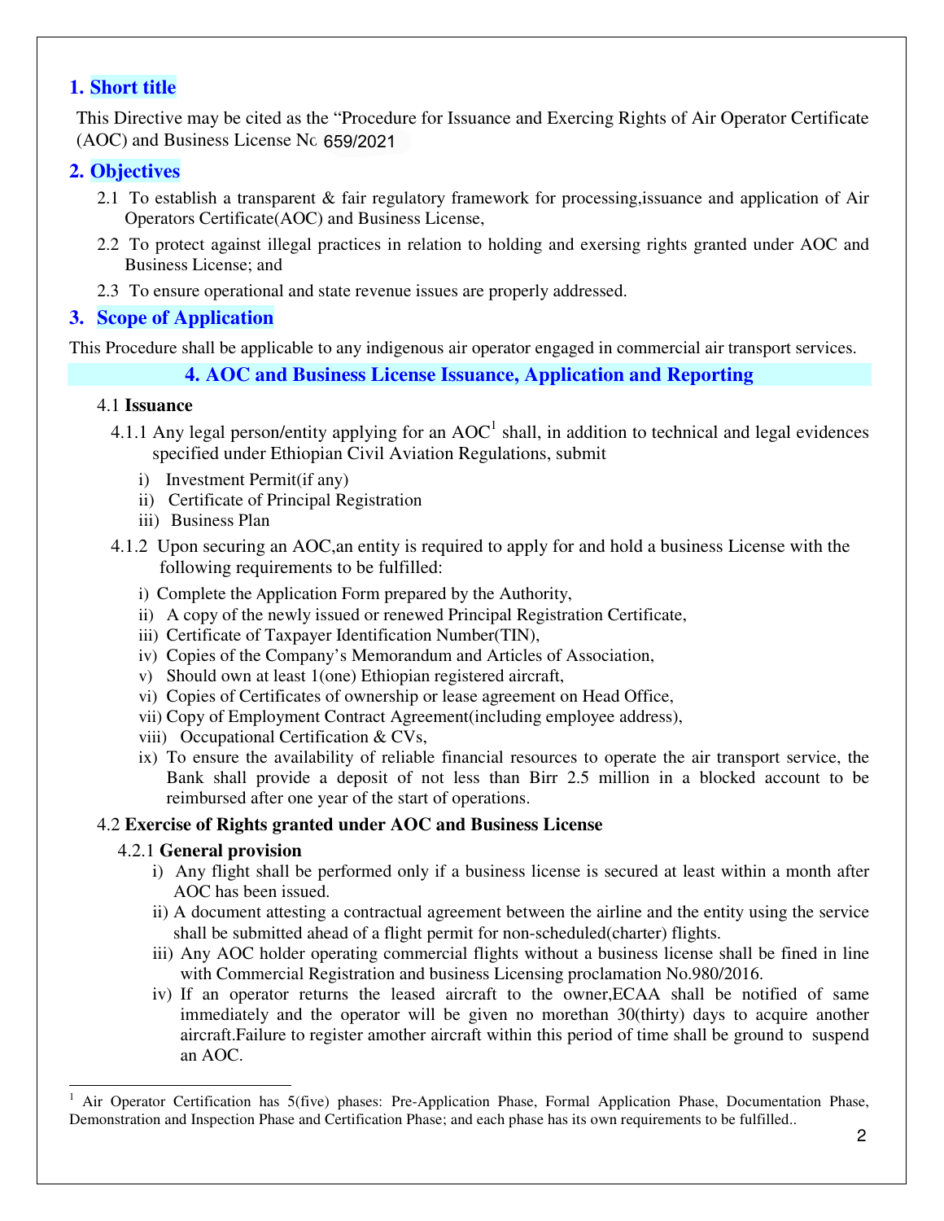## 1. Short title

This Directive may be cited as the "Procedure for Issuance and Exercing Rights of Air Operator Certificate (AOC) and Business License No 659/2021

## 2. Objectives

2.1 To establish a transparent & fair regulatory framework for processing,issuance and application of Air Operators Certificate(AOC) and Business License,

2.2 To protect against illegal practices in relation to holding and exersing rights granted under AOC and Business License; and

2.3 To ensure operational and state revenue issues are properly addressed.

## 3. Scope of Application

This Procedure shall be applicable to any indigenous air operator engaged in commercial air transport services.

## 4. AOC and Business License Issuance, Application and Reporting

### 4.1 **Issuance**

4.1.1 Any legal person/entity applying for an AOC[1] shall, in addition to technical and legal evidences specified under Ethiopian Civil Aviation Regulations, submit

i) Investment Permit(if any)

ii) Certificate of Principal Registration

iii) Business Plan

4.1.2 Upon securing an AOC,an entity is required to apply for and hold a business License with the following requirements to be fulfilled:

i) Complete the Application Form prepared by the Authority,

ii) A copy of the newly issued or renewed Principal Registration Certificate,

iii) Certificate of Taxpayer Identification Number(TIN),

iv) Copies of the Company's Memorandum and Articles of Association,

v) Should own at least 1(one) Ethiopian registered aircraft,

vi) Copies of Certificates of ownership or lease agreement on Head Office,

vii) Copy of Employment Contract Agreement(including employee address),

viii) Occupational Certification & CVs,

ix) To ensure the availability of reliable financial resources to operate the air transport service, the Bank shall provide a deposit of not less than Birr 2.5 million in a blocked account to be reimbursed after one year of the start of operations.

### 4.2 **Exercise of Rights granted under AOC and Business License**

4.2.1 **General provision**

i) Any flight shall be performed only if a business license is secured at least within a month after AOC has been issued.

ii) A document attesting a contractual agreement between the airline and the entity using the service shall be submitted ahead of a flight permit for non-scheduled(charter) flights.

iii) Any AOC holder operating commercial flights without a business license shall be fined in line with Commercial Registration and business Licensing proclamation No.980/2016.

iv) If an operator returns the leased aircraft to the owner,ECAA shall be notified of same immediately and the operator will be given no morethan 30(thirty) days to acquire another aircraft.Failure to register amother aircraft within this period of time shall be ground to suspend an AOC.

---

[1] Air Operator Certification has 5(five) phases: Pre-Application Phase, Formal Application Phase, Documentation Phase, Demonstration and Inspection Phase and Certification Phase; and each phase has its own requirements to be fulfilled..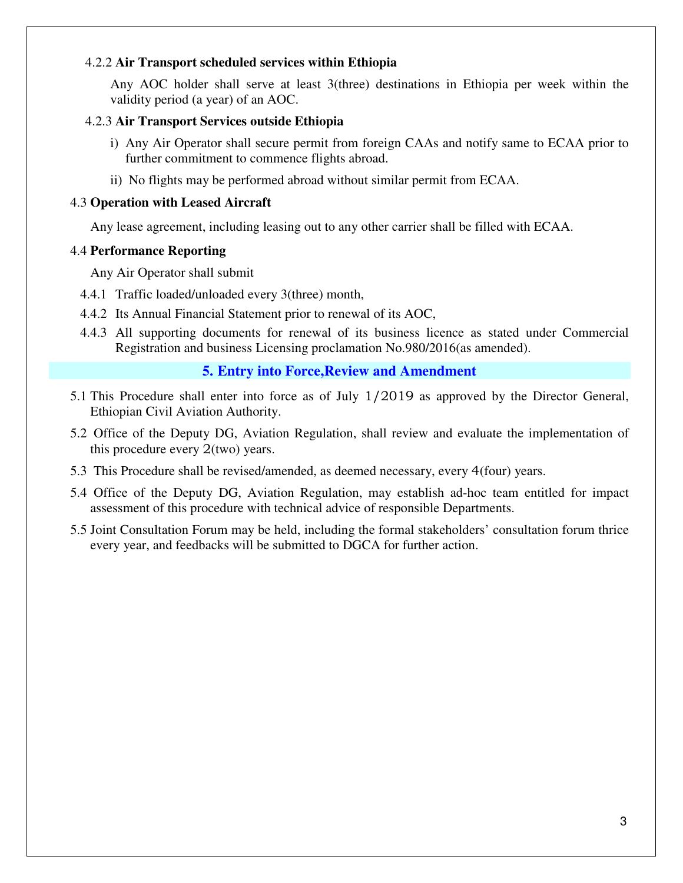4.2.2 **Air Transport scheduled services within Ethiopia**

Any AOC holder shall serve at least 3(three) destinations in Ethiopia per week within the validity period (a year) of an AOC.

4.2.3 **Air Transport Services outside Ethiopia**

i) Any Air Operator shall secure permit from foreign CAAs and notify same to ECAA prior to further commitment to commence flights abroad.

ii) No flights may be performed abroad without similar permit from ECAA.

4.3 **Operation with Leased Aircraft**

Any lease agreement, including leasing out to any other carrier shall be filled with ECAA.

4.4 **Performance Reporting**

Any Air Operator shall submit

4.4.1 Traffic loaded/unloaded every 3(three) month,

4.4.2 Its Annual Financial Statement prior to renewal of its AOC,

4.4.3 All supporting documents for renewal of its business licence as stated under Commercial Registration and business Licensing proclamation No.980/2016(as amended).

## 5. Entry into Force,Review and Amendment

5.1 This Procedure shall enter into force as of July 1/2019 as approved by the Director General, Ethiopian Civil Aviation Authority.

5.2 Office of the Deputy DG, Aviation Regulation, shall review and evaluate the implementation of this procedure every 2(two) years.

5.3 This Procedure shall be revised/amended, as deemed necessary, every 4(four) years.

5.4 Office of the Deputy DG, Aviation Regulation, may establish ad-hoc team entitled for impact assessment of this procedure with technical advice of responsible Departments.

5.5 Joint Consultation Forum may be held, including the formal stakeholders' consultation forum thrice every year, and feedbacks will be submitted to DGCA for further action.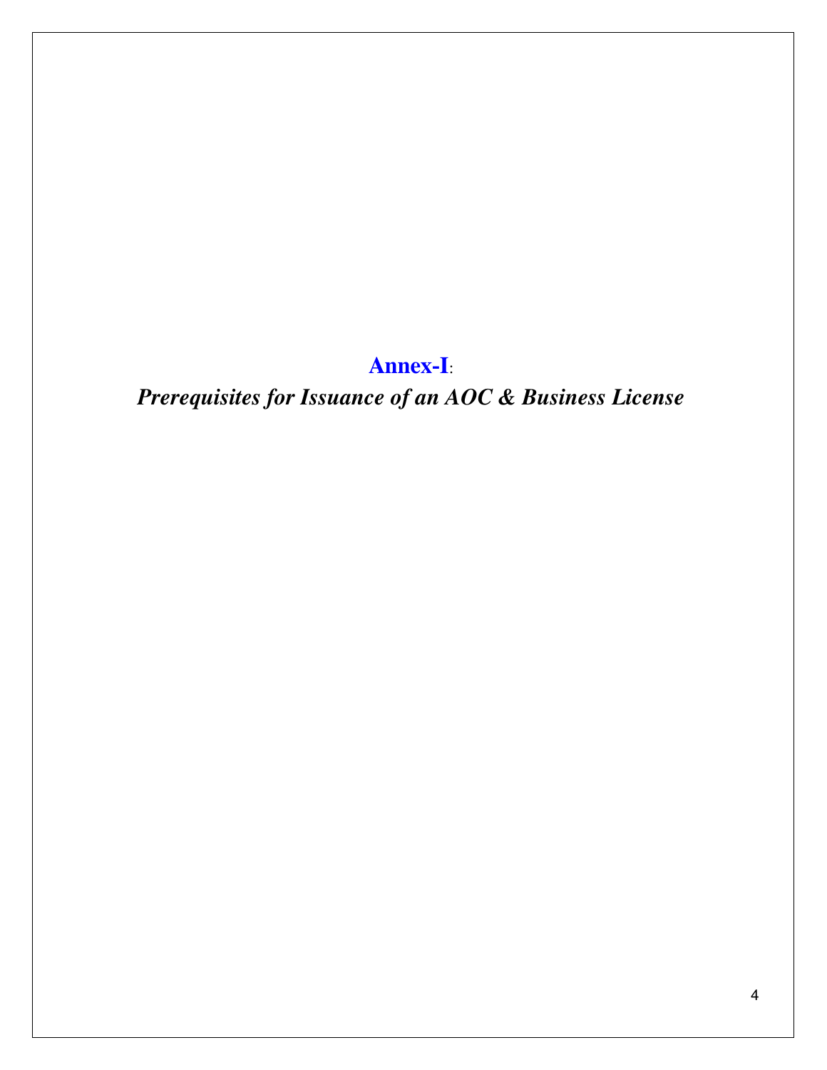# **Annex-I**:

## ***Prerequisites for Issuance of an AOC & Business License***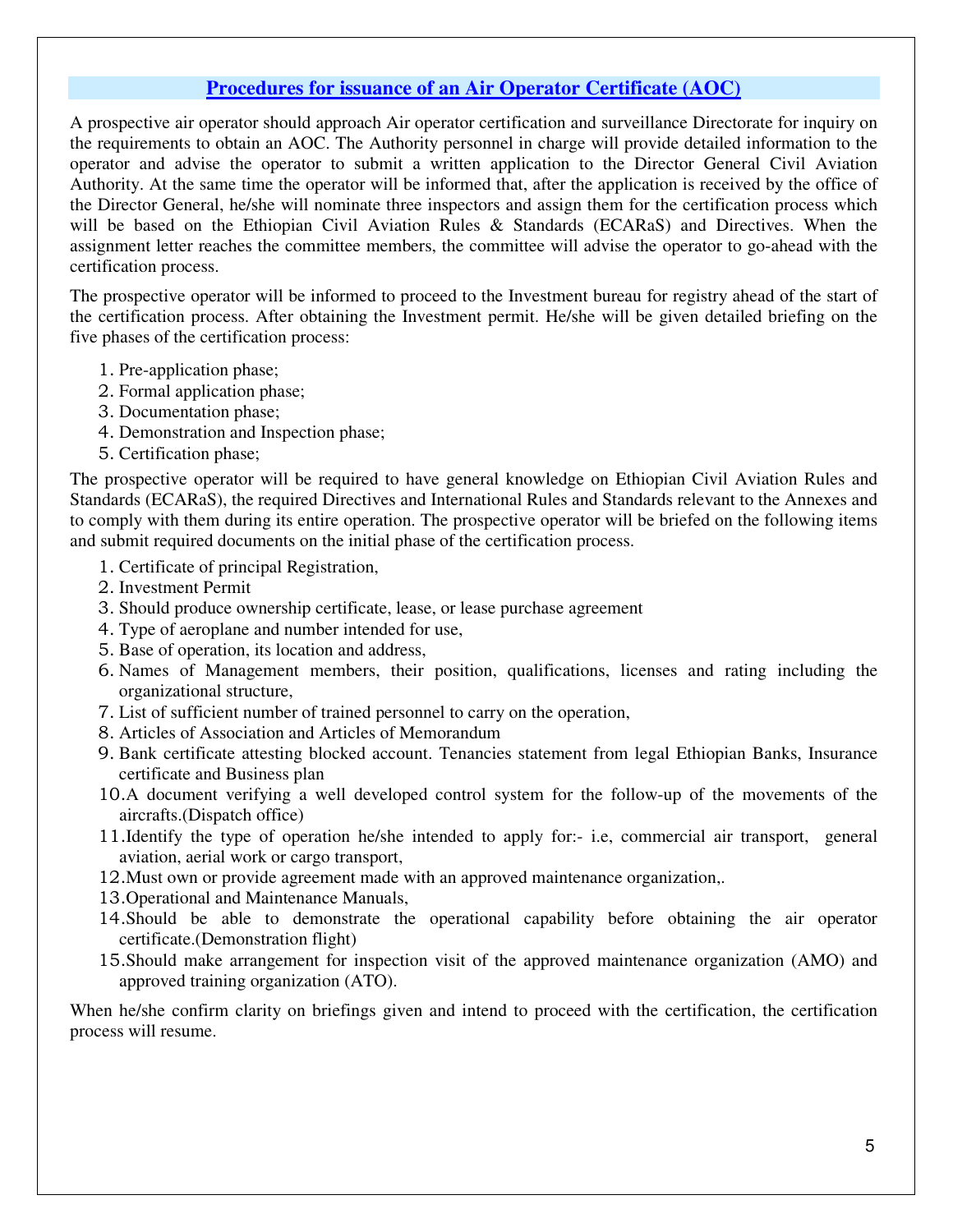## Procedures for issuance of an Air Operator Certificate (AOC)

A prospective air operator should approach Air operator certification and surveillance Directorate for inquiry on the requirements to obtain an AOC. The Authority personnel in charge will provide detailed information to the operator and advise the operator to submit a written application to the Director General Civil Aviation Authority. At the same time the operator will be informed that, after the application is received by the office of the Director General, he/she will nominate three inspectors and assign them for the certification process which will be based on the Ethiopian Civil Aviation Rules & Standards (ECARaS) and Directives. When the assignment letter reaches the committee members, the committee will advise the operator to go-ahead with the certification process.

The prospective operator will be informed to proceed to the Investment bureau for registry ahead of the start of the certification process. After obtaining the Investment permit. He/she will be given detailed briefing on the five phases of the certification process:

1. Pre-application phase;
2. Formal application phase;
3. Documentation phase;
4. Demonstration and Inspection phase;
5. Certification phase;

The prospective operator will be required to have general knowledge on Ethiopian Civil Aviation Rules and Standards (ECARaS), the required Directives and International Rules and Standards relevant to the Annexes and to comply with them during its entire operation. The prospective operator will be briefed on the following items and submit required documents on the initial phase of the certification process.

1. Certificate of principal Registration,
2. Investment Permit
3. Should produce ownership certificate, lease, or lease purchase agreement
4. Type of aeroplane and number intended for use,
5. Base of operation, its location and address,
6. Names of Management members, their position, qualifications, licenses and rating including the organizational structure,
7. List of sufficient number of trained personnel to carry on the operation,
8. Articles of Association and Articles of Memorandum
9. Bank certificate attesting blocked account. Tenancies statement from legal Ethiopian Banks, Insurance certificate and Business plan
10. A document verifying a well developed control system for the follow-up of the movements of the aircrafts.(Dispatch office)
11. Identify the type of operation he/she intended to apply for:- i.e, commercial air transport, general aviation, aerial work or cargo transport,
12. Must own or provide agreement made with an approved maintenance organization,.
13. Operational and Maintenance Manuals,
14. Should be able to demonstrate the operational capability before obtaining the air operator certificate.(Demonstration flight)
15. Should make arrangement for inspection visit of the approved maintenance organization (AMO) and approved training organization (ATO).

When he/she confirm clarity on briefings given and intend to proceed with the certification, the certification process will resume.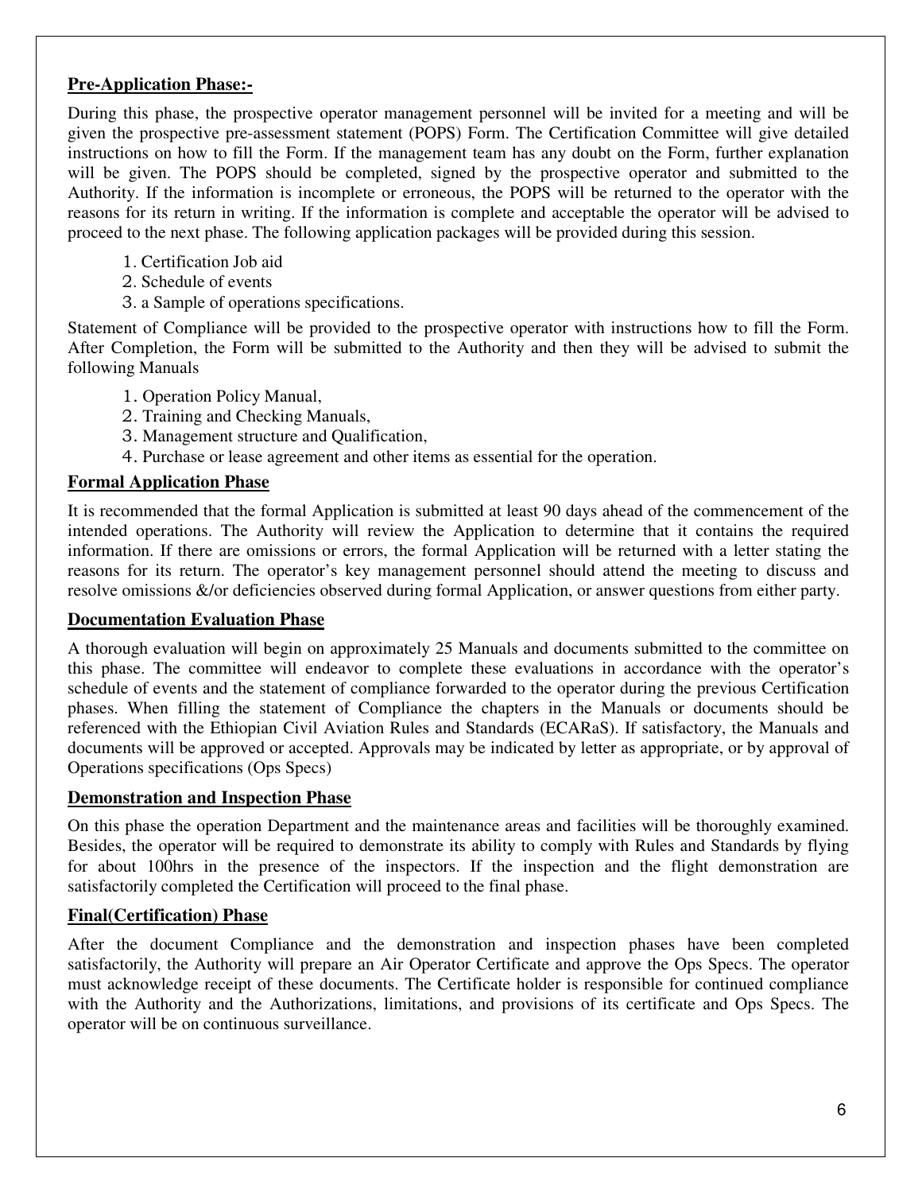## Pre-Application Phase:-

During this phase, the prospective operator management personnel will be invited for a meeting and will be given the prospective pre-assessment statement (POPS) Form. The Certification Committee will give detailed instructions on how to fill the Form. If the management team has any doubt on the Form, further explanation will be given. The POPS should be completed, signed by the prospective operator and submitted to the Authority. If the information is incomplete or erroneous, the POPS will be returned to the operator with the reasons for its return in writing. If the information is complete and acceptable the operator will be advised to proceed to the next phase. The following application packages will be provided during this session.

1. Certification Job aid
2. Schedule of events
3. a Sample of operations specifications.

Statement of Compliance will be provided to the prospective operator with instructions how to fill the Form. After Completion, the Form will be submitted to the Authority and then they will be advised to submit the following Manuals

1. Operation Policy Manual,
2. Training and Checking Manuals,
3. Management structure and Qualification,
4. Purchase or lease agreement and other items as essential for the operation.

## Formal Application Phase

It is recommended that the formal Application is submitted at least 90 days ahead of the commencement of the intended operations. The Authority will review the Application to determine that it contains the required information. If there are omissions or errors, the formal Application will be returned with a letter stating the reasons for its return. The operator's key management personnel should attend the meeting to discuss and resolve omissions &/or deficiencies observed during formal Application, or answer questions from either party.

## Documentation Evaluation Phase

A thorough evaluation will begin on approximately 25 Manuals and documents submitted to the committee on this phase. The committee will endeavor to complete these evaluations in accordance with the operator's schedule of events and the statement of compliance forwarded to the operator during the previous Certification phases. When filling the statement of Compliance the chapters in the Manuals or documents should be referenced with the Ethiopian Civil Aviation Rules and Standards (ECARaS). If satisfactory, the Manuals and documents will be approved or accepted. Approvals may be indicated by letter as appropriate, or by approval of Operations specifications (Ops Specs)

## Demonstration and Inspection Phase

On this phase the operation Department and the maintenance areas and facilities will be thoroughly examined. Besides, the operator will be required to demonstrate its ability to comply with Rules and Standards by flying for about 100hrs in the presence of the inspectors. If the inspection and the flight demonstration are satisfactorily completed the Certification will proceed to the final phase.

## Final(Certification) Phase

After the document Compliance and the demonstration and inspection phases have been completed satisfactorily, the Authority will prepare an Air Operator Certificate and approve the Ops Specs. The operator must acknowledge receipt of these documents. The Certificate holder is responsible for continued compliance with the Authority and the Authorizations, limitations, and provisions of its certificate and Ops Specs. The operator will be on continuous surveillance.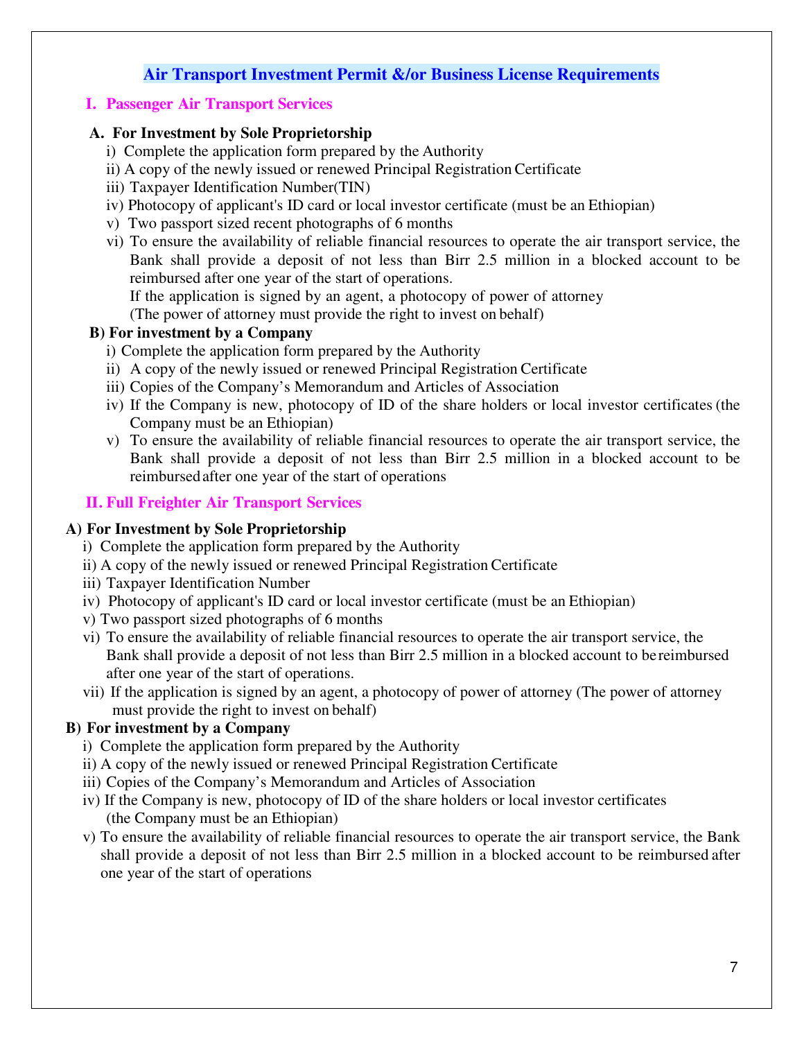# Air Transport Investment Permit &/or Business License Requirements

## I. Passenger Air Transport Services

### A. For Investment by Sole Proprietorship

i) Complete the application form prepared by the Authority

ii) A copy of the newly issued or renewed Principal Registration Certificate

iii) Taxpayer Identification Number(TIN)

iv) Photocopy of applicant's ID card or local investor certificate (must be an Ethiopian)

v) Two passport sized recent photographs of 6 months

vi) To ensure the availability of reliable financial resources to operate the air transport service, the Bank shall provide a deposit of not less than Birr 2.5 million in a blocked account to be reimbursed after one year of the start of operations.
If the application is signed by an agent, a photocopy of power of attorney
(The power of attorney must provide the right to invest on behalf)

### B) For investment by a Company

i) Complete the application form prepared by the Authority

ii) A copy of the newly issued or renewed Principal Registration Certificate

iii) Copies of the Company's Memorandum and Articles of Association

iv) If the Company is new, photocopy of ID of the share holders or local investor certificates (the Company must be an Ethiopian)

v) To ensure the availability of reliable financial resources to operate the air transport service, the Bank shall provide a deposit of not less than Birr 2.5 million in a blocked account to be reimbursed after one year of the start of operations

## II. Full Freighter Air Transport Services

### A) For Investment by Sole Proprietorship

i) Complete the application form prepared by the Authority

ii) A copy of the newly issued or renewed Principal Registration Certificate

iii) Taxpayer Identification Number

iv) Photocopy of applicant's ID card or local investor certificate (must be an Ethiopian)

v) Two passport sized photographs of 6 months

vi) To ensure the availability of reliable financial resources to operate the air transport service, the Bank shall provide a deposit of not less than Birr 2.5 million in a blocked account to be reimbursed after one year of the start of operations.

vii) If the application is signed by an agent, a photocopy of power of attorney (The power of attorney must provide the right to invest on behalf)

### B) For investment by a Company

i) Complete the application form prepared by the Authority

ii) A copy of the newly issued or renewed Principal Registration Certificate

iii) Copies of the Company's Memorandum and Articles of Association

iv) If the Company is new, photocopy of ID of the share holders or local investor certificates (the Company must be an Ethiopian)

v) To ensure the availability of reliable financial resources to operate the air transport service, the Bank shall provide a deposit of not less than Birr 2.5 million in a blocked account to be reimbursed after one year of the start of operations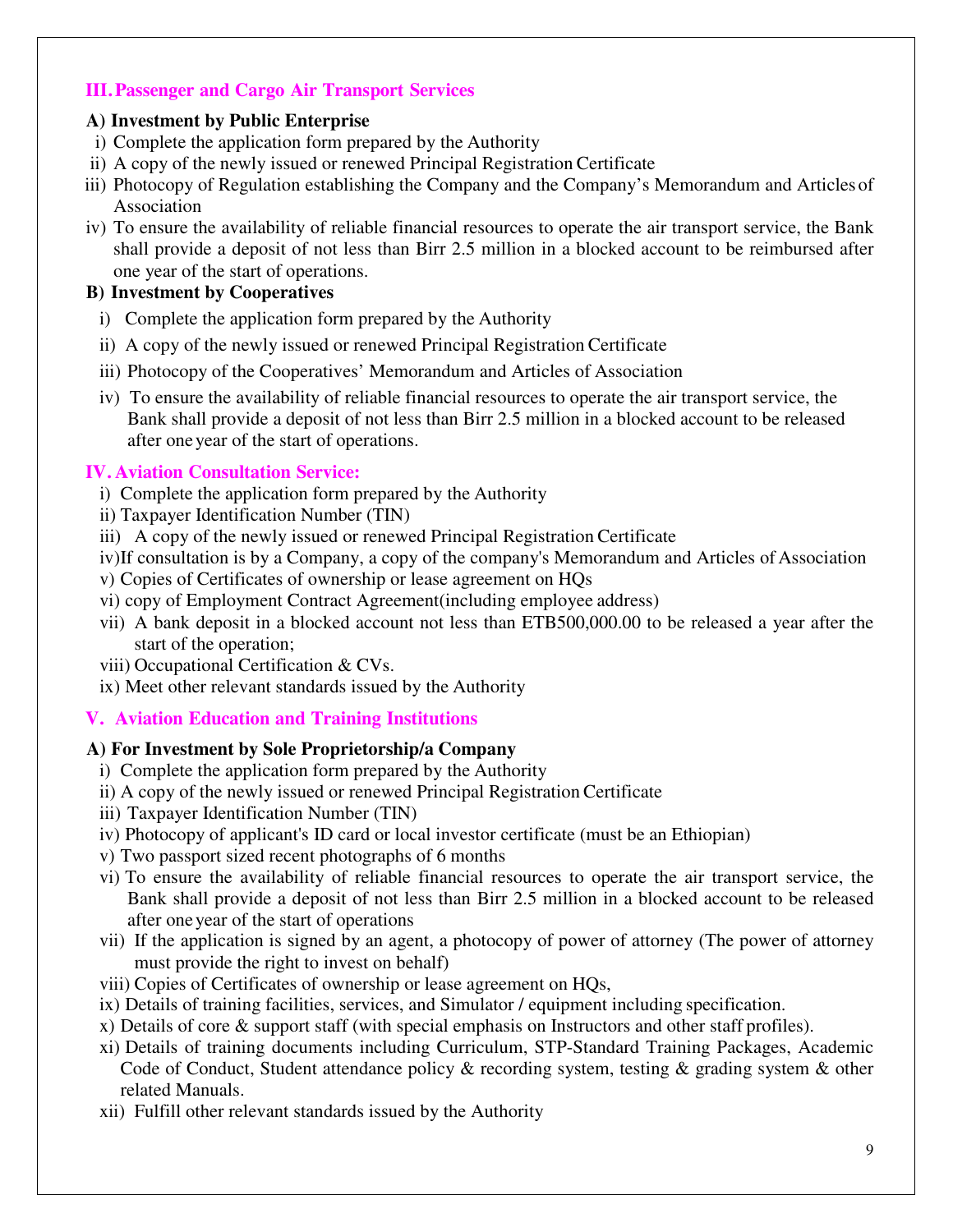## III. Passenger and Cargo Air Transport Services

**A) Investment by Public Enterprise**

i) Complete the application form prepared by the Authority

ii) A copy of the newly issued or renewed Principal Registration Certificate

iii) Photocopy of Regulation establishing the Company and the Company's Memorandum and Articles of Association

iv) To ensure the availability of reliable financial resources to operate the air transport service, the Bank shall provide a deposit of not less than Birr 2.5 million in a blocked account to be reimbursed after one year of the start of operations.

**B) Investment by Cooperatives**

i) Complete the application form prepared by the Authority

ii) A copy of the newly issued or renewed Principal Registration Certificate

iii) Photocopy of the Cooperatives' Memorandum and Articles of Association

iv) To ensure the availability of reliable financial resources to operate the air transport service, the Bank shall provide a deposit of not less than Birr 2.5 million in a blocked account to be released after one year of the start of operations.

## IV. Aviation Consultation Service:

i) Complete the application form prepared by the Authority

ii) Taxpayer Identification Number (TIN)

iii) A copy of the newly issued or renewed Principal Registration Certificate

iv)If consultation is by a Company, a copy of the company's Memorandum and Articles of Association

v) Copies of Certificates of ownership or lease agreement on HQs

vi) copy of Employment Contract Agreement(including employee address)

vii) A bank deposit in a blocked account not less than ETB500,000.00 to be released a year after the start of the operation;

viii) Occupational Certification & CVs.

ix) Meet other relevant standards issued by the Authority

## V. Aviation Education and Training Institutions

**A) For Investment by Sole Proprietorship/a Company**

i) Complete the application form prepared by the Authority

ii) A copy of the newly issued or renewed Principal Registration Certificate

iii) Taxpayer Identification Number (TIN)

iv) Photocopy of applicant's ID card or local investor certificate (must be an Ethiopian)

v) Two passport sized recent photographs of 6 months

vi) To ensure the availability of reliable financial resources to operate the air transport service, the Bank shall provide a deposit of not less than Birr 2.5 million in a blocked account to be released after one year of the start of operations

vii) If the application is signed by an agent, a photocopy of power of attorney (The power of attorney must provide the right to invest on behalf)

viii) Copies of Certificates of ownership or lease agreement on HQs,

ix) Details of training facilities, services, and Simulator / equipment including specification.

x) Details of core & support staff (with special emphasis on Instructors and other staff profiles).

xi) Details of training documents including Curriculum, STP-Standard Training Packages, Academic Code of Conduct, Student attendance policy & recording system, testing & grading system & other related Manuals.

xii) Fulfill other relevant standards issued by the Authority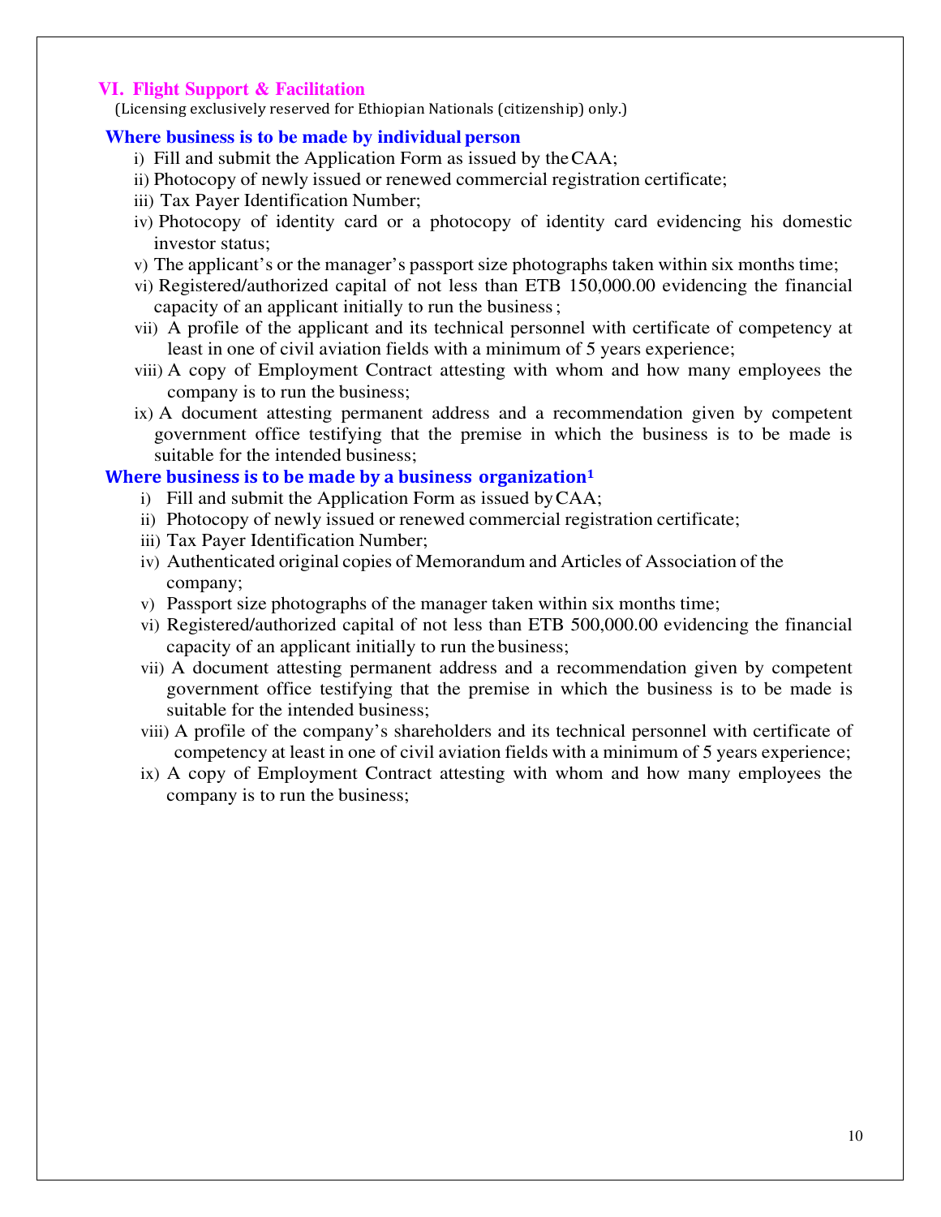## VI. Flight Support & Facilitation

(Licensing exclusively reserved for Ethiopian Nationals (citizenship) only.)

### Where business is to be made by individual person

i) Fill and submit the Application Form as issued by the CAA;
ii) Photocopy of newly issued or renewed commercial registration certificate;
iii) Tax Payer Identification Number;
iv) Photocopy of identity card or a photocopy of identity card evidencing his domestic investor status;
v) The applicant's or the manager's passport size photographs taken within six months time;
vi) Registered/authorized capital of not less than ETB 150,000.00 evidencing the financial capacity of an applicant initially to run the business ;
vii) A profile of the applicant and its technical personnel with certificate of competency at least in one of civil aviation fields with a minimum of 5 years experience;
viii) A copy of Employment Contract attesting with whom and how many employees the company is to run the business;
ix) A document attesting permanent address and a recommendation given by competent government office testifying that the premise in which the business is to be made is suitable for the intended business;

### Where business is to be made by a business organization[1]

i) Fill and submit the Application Form as issued by CAA;
ii) Photocopy of newly issued or renewed commercial registration certificate;
iii) Tax Payer Identification Number;
iv) Authenticated original copies of Memorandum and Articles of Association of the company;
v) Passport size photographs of the manager taken within six months time;
vi) Registered/authorized capital of not less than ETB 500,000.00 evidencing the financial capacity of an applicant initially to run the business;
vii) A document attesting permanent address and a recommendation given by competent government office testifying that the premise in which the business is to be made is suitable for the intended business;
viii) A profile of the company's shareholders and its technical personnel with certificate of competency at least in one of civil aviation fields with a minimum of 5 years experience;
ix) A copy of Employment Contract attesting with whom and how many employees the company is to run the business;